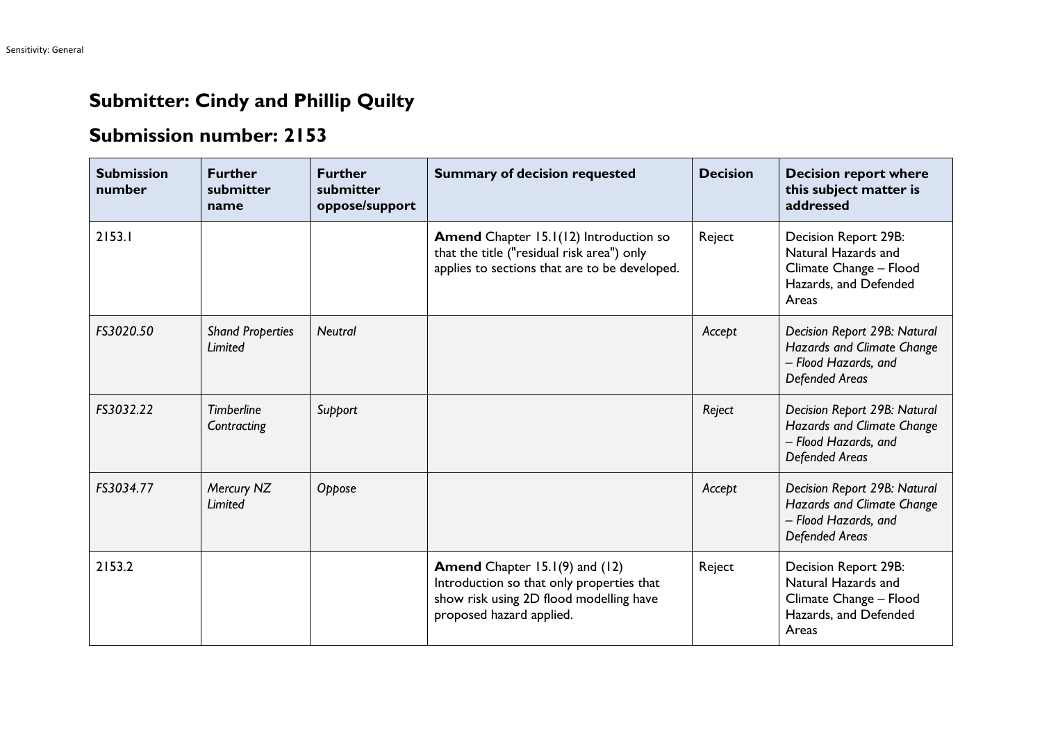## Submitter: Cindy and Phillip Quilty

## Submission number: 2153

| Submission number | Further submitter name | Further submitter oppose/support | Summary of decision requested | Decision | Decision report where this subject matter is addressed |
|---|---|---|---|---|---|
| 2153.1 | | | **Amend** Chapter 15.1(12) Introduction so that the title ("residual risk area") only applies to sections that are to be developed. | Reject | Decision Report 29B: Natural Hazards and Climate Change – Flood Hazards, and Defended Areas |
| *FS3020.50* | *Shand Properties Limited* | *Neutral* | | *Accept* | *Decision Report 29B: Natural Hazards and Climate Change – Flood Hazards, and Defended Areas* |
| *FS3032.22* | *Timberline Contracting* | *Support* | | *Reject* | *Decision Report 29B: Natural Hazards and Climate Change – Flood Hazards, and Defended Areas* |
| *FS3034.77* | *Mercury NZ Limited* | *Oppose* | | *Accept* | *Decision Report 29B: Natural Hazards and Climate Change – Flood Hazards, and Defended Areas* |
| 2153.2 | | | **Amend** Chapter 15.1(9) and (12) Introduction so that only properties that show risk using 2D flood modelling have proposed hazard applied. | Reject | Decision Report 29B: Natural Hazards and Climate Change – Flood Hazards, and Defended Areas |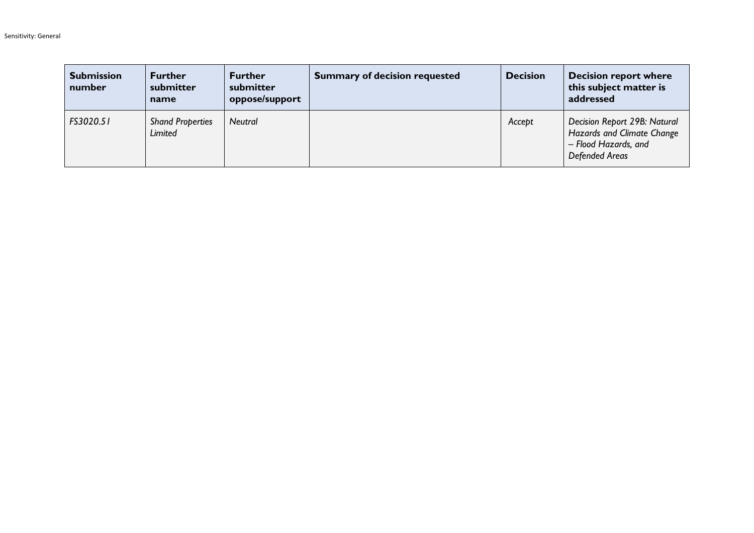| Submission number | Further submitter name | Further submitter oppose/support | Summary of decision requested | Decision | Decision report where this subject matter is addressed |
|---|---|---|---|---|---|
| *FS3020.51* | *Shand Properties Limited* | *Neutral* | | *Accept* | *Decision Report 29B: Natural Hazards and Climate Change – Flood Hazards, and Defended Areas* |